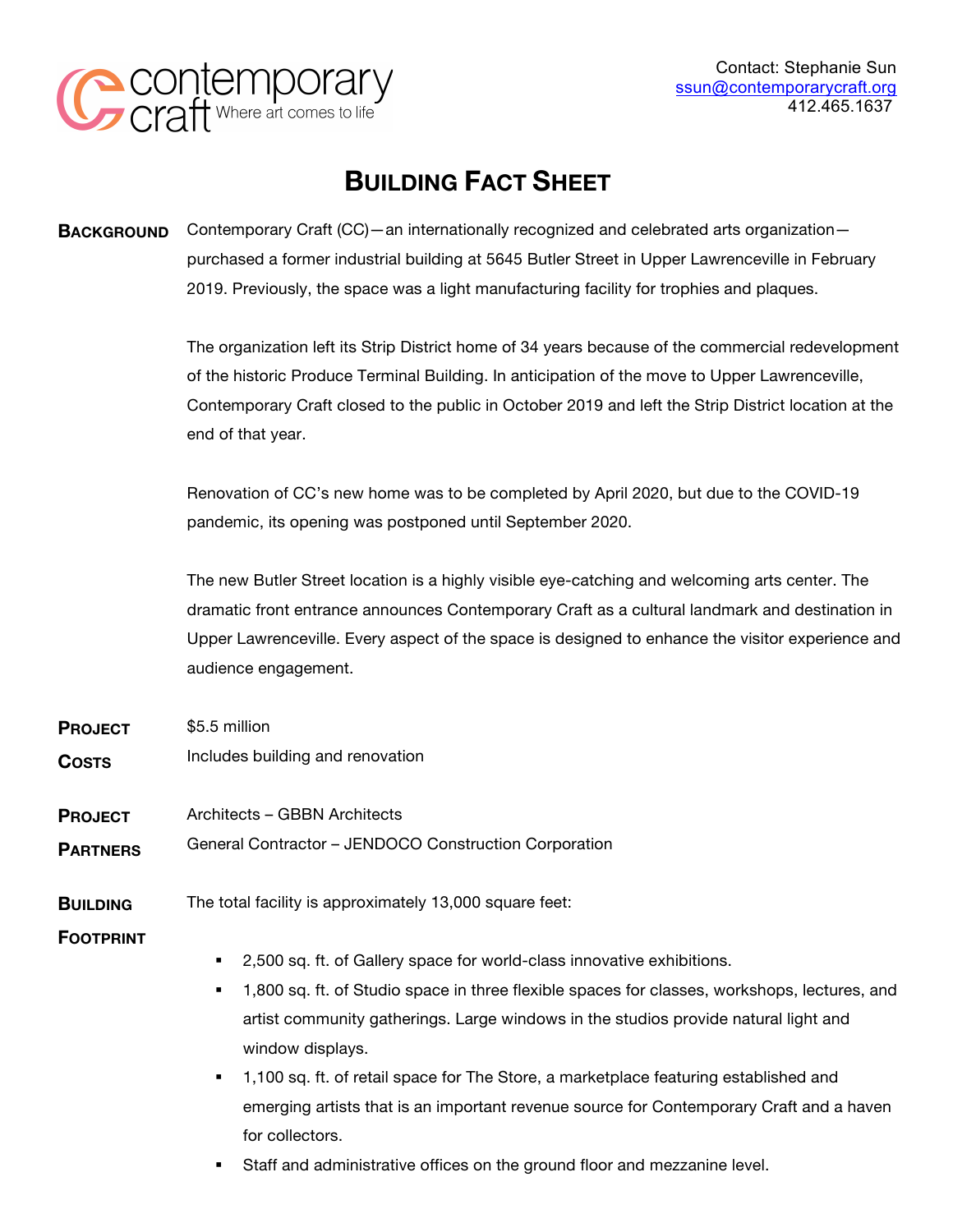contemporary craft Where art comes to life

Contact: Stephanie Sun
ssun@contemporarycraft.org
412.465.1637

# BUILDING FACT SHEET

**BACKGROUND**

Contemporary Craft (CC)—an internationally recognized and celebrated arts organization—purchased a former industrial building at 5645 Butler Street in Upper Lawrenceville in February 2019. Previously, the space was a light manufacturing facility for trophies and plaques.

The organization left its Strip District home of 34 years because of the commercial redevelopment of the historic Produce Terminal Building. In anticipation of the move to Upper Lawrenceville, Contemporary Craft closed to the public in October 2019 and left the Strip District location at the end of that year.

Renovation of CC's new home was to be completed by April 2020, but due to the COVID-19 pandemic, its opening was postponed until September 2020.

The new Butler Street location is a highly visible eye-catching and welcoming arts center. The dramatic front entrance announces Contemporary Craft as a cultural landmark and destination in Upper Lawrenceville. Every aspect of the space is designed to enhance the visitor experience and audience engagement.

**PROJECT COSTS**

$5.5 million
Includes building and renovation

**PROJECT PARTNERS**

Architects – GBBN Architects
General Contractor – JENDOCO Construction Corporation

**BUILDING FOOTPRINT**

The total facility is approximately 13,000 square feet:

- 2,500 sq. ft. of Gallery space for world-class innovative exhibitions.
- 1,800 sq. ft. of Studio space in three flexible spaces for classes, workshops, lectures, and artist community gatherings. Large windows in the studios provide natural light and window displays.
- 1,100 sq. ft. of retail space for The Store, a marketplace featuring established and emerging artists that is an important revenue source for Contemporary Craft and a haven for collectors.
- Staff and administrative offices on the ground floor and mezzanine level.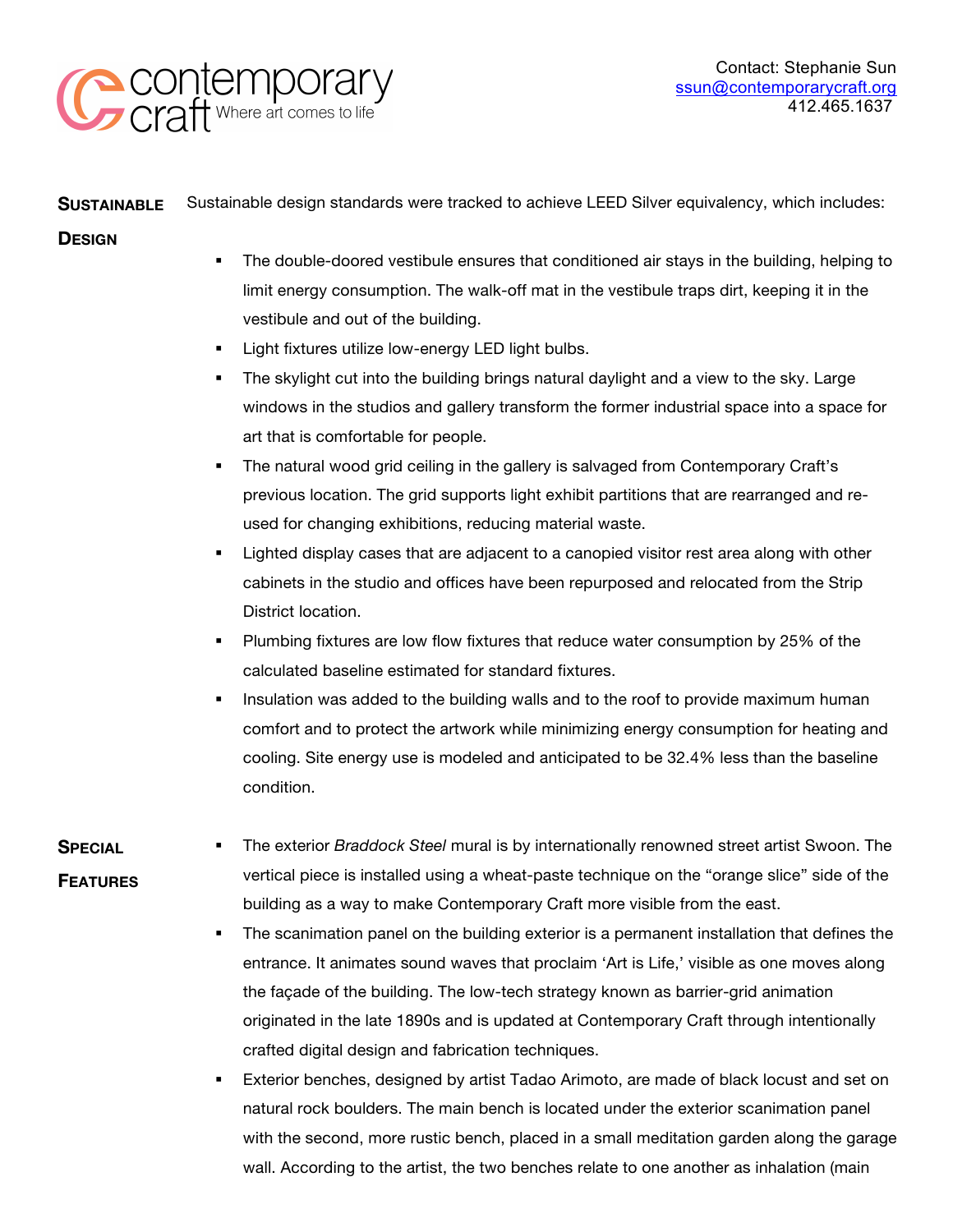contemporary craft Where art comes to life

Contact: Stephanie Sun
ssun@contemporarycraft.org
412.465.1637

## Sustainable Design

Sustainable design standards were tracked to achieve LEED Silver equivalency, which includes:

- The double-doored vestibule ensures that conditioned air stays in the building, helping to limit energy consumption. The walk-off mat in the vestibule traps dirt, keeping it in the vestibule and out of the building.
- Light fixtures utilize low-energy LED light bulbs.
- The skylight cut into the building brings natural daylight and a view to the sky. Large windows in the studios and gallery transform the former industrial space into a space for art that is comfortable for people.
- The natural wood grid ceiling in the gallery is salvaged from Contemporary Craft's previous location. The grid supports light exhibit partitions that are rearranged and re-used for changing exhibitions, reducing material waste.
- Lighted display cases that are adjacent to a canopied visitor rest area along with other cabinets in the studio and offices have been repurposed and relocated from the Strip District location.
- Plumbing fixtures are low flow fixtures that reduce water consumption by 25% of the calculated baseline estimated for standard fixtures.
- Insulation was added to the building walls and to the roof to provide maximum human comfort and to protect the artwork while minimizing energy consumption for heating and cooling. Site energy use is modeled and anticipated to be 32.4% less than the baseline condition.

## Special Features

- The exterior *Braddock Steel* mural is by internationally renowned street artist Swoon. The vertical piece is installed using a wheat-paste technique on the "orange slice" side of the building as a way to make Contemporary Craft more visible from the east.
- The scanimation panel on the building exterior is a permanent installation that defines the entrance. It animates sound waves that proclaim 'Art is Life,' visible as one moves along the façade of the building. The low-tech strategy known as barrier-grid animation originated in the late 1890s and is updated at Contemporary Craft through intentionally crafted digital design and fabrication techniques.
- Exterior benches, designed by artist Tadao Arimoto, are made of black locust and set on natural rock boulders. The main bench is located under the exterior scanimation panel with the second, more rustic bench, placed in a small meditation garden along the garage wall. According to the artist, the two benches relate to one another as inhalation (main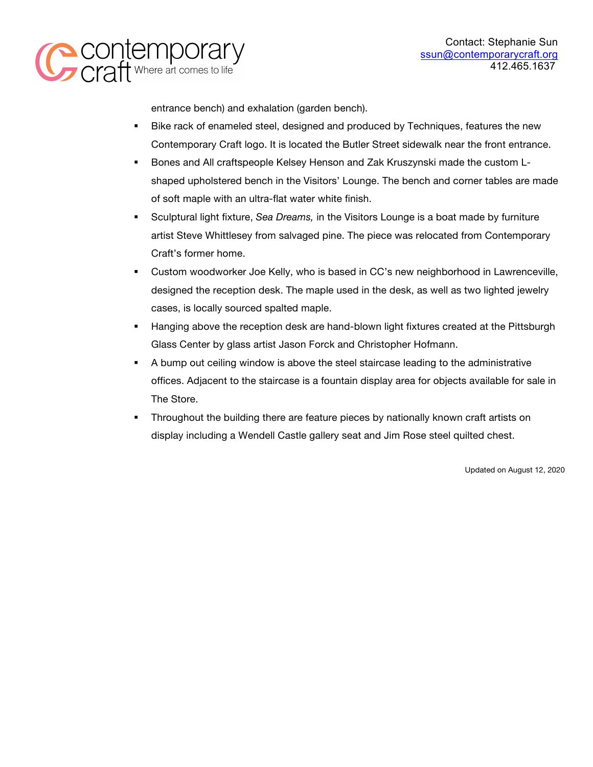entrance bench) and exhalation (garden bench).

- Bike rack of enameled steel, designed and produced by Techniques, features the new Contemporary Craft logo. It is located the Butler Street sidewalk near the front entrance.
- Bones and All craftspeople Kelsey Henson and Zak Kruszynski made the custom L-shaped upholstered bench in the Visitors' Lounge. The bench and corner tables are made of soft maple with an ultra-flat water white finish.
- Sculptural light fixture, *Sea Dreams,* in the Visitors Lounge is a boat made by furniture artist Steve Whittlesey from salvaged pine. The piece was relocated from Contemporary Craft's former home.
- Custom woodworker Joe Kelly, who is based in CC's new neighborhood in Lawrenceville, designed the reception desk. The maple used in the desk, as well as two lighted jewelry cases, is locally sourced spalted maple.
- Hanging above the reception desk are hand-blown light fixtures created at the Pittsburgh Glass Center by glass artist Jason Forck and Christopher Hofmann.
- A bump out ceiling window is above the steel staircase leading to the administrative offices. Adjacent to the staircase is a fountain display area for objects available for sale in The Store.
- Throughout the building there are feature pieces by nationally known craft artists on display including a Wendell Castle gallery seat and Jim Rose steel quilted chest.

Updated on August 12, 2020